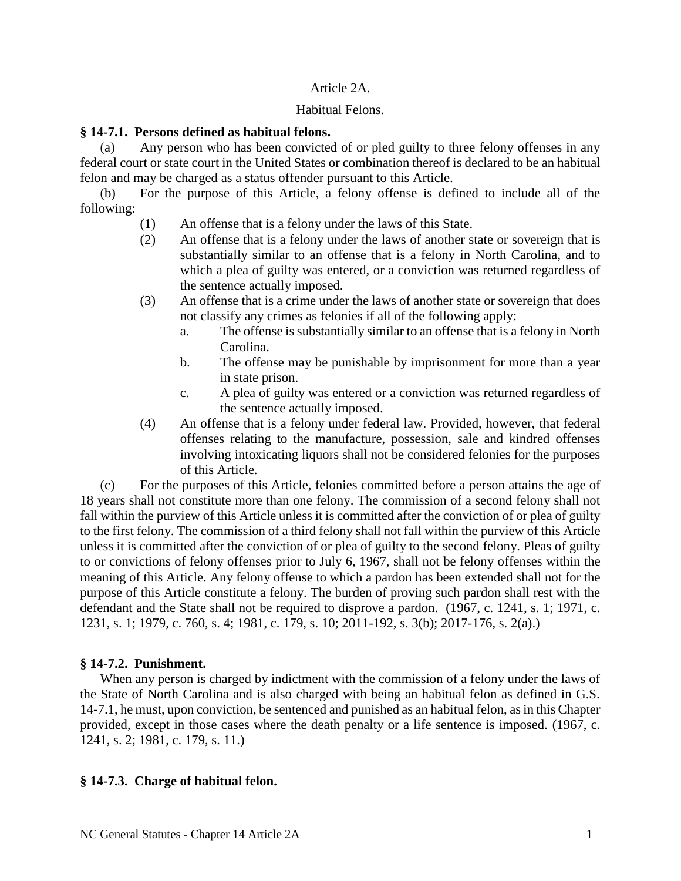# Article 2A.

## Habitual Felons.

**§ 14-7.1. Persons defined as habitual felons.**

(a) Any person who has been convicted of or pled guilty to three felony offenses in any federal court or state court in the United States or combination thereof is declared to be an habitual felon and may be charged as a status offender pursuant to this Article.

(b) For the purpose of this Article, a felony offense is defined to include all of the following:

- (1) An offense that is a felony under the laws of this State.
- (2) An offense that is a felony under the laws of another state or sovereign that is substantially similar to an offense that is a felony in North Carolina, and to which a plea of guilty was entered, or a conviction was returned regardless of the sentence actually imposed.
- (3) An offense that is a crime under the laws of another state or sovereign that does not classify any crimes as felonies if all of the following apply:
  - a. The offense is substantially similar to an offense that is a felony in North Carolina.
  - b. The offense may be punishable by imprisonment for more than a year in state prison.
  - c. A plea of guilty was entered or a conviction was returned regardless of the sentence actually imposed.
- (4) An offense that is a felony under federal law. Provided, however, that federal offenses relating to the manufacture, possession, sale and kindred offenses involving intoxicating liquors shall not be considered felonies for the purposes of this Article.

(c) For the purposes of this Article, felonies committed before a person attains the age of 18 years shall not constitute more than one felony. The commission of a second felony shall not fall within the purview of this Article unless it is committed after the conviction of or plea of guilty to the first felony. The commission of a third felony shall not fall within the purview of this Article unless it is committed after the conviction of or plea of guilty to the second felony. Pleas of guilty to or convictions of felony offenses prior to July 6, 1967, shall not be felony offenses within the meaning of this Article. Any felony offense to which a pardon has been extended shall not for the purpose of this Article constitute a felony. The burden of proving such pardon shall rest with the defendant and the State shall not be required to disprove a pardon. (1967, c. 1241, s. 1; 1971, c. 1231, s. 1; 1979, c. 760, s. 4; 1981, c. 179, s. 10; 2011-192, s. 3(b); 2017-176, s. 2(a).)

**§ 14-7.2. Punishment.**

When any person is charged by indictment with the commission of a felony under the laws of the State of North Carolina and is also charged with being an habitual felon as defined in G.S. 14-7.1, he must, upon conviction, be sentenced and punished as an habitual felon, as in this Chapter provided, except in those cases where the death penalty or a life sentence is imposed. (1967, c. 1241, s. 2; 1981, c. 179, s. 11.)

**§ 14-7.3. Charge of habitual felon.**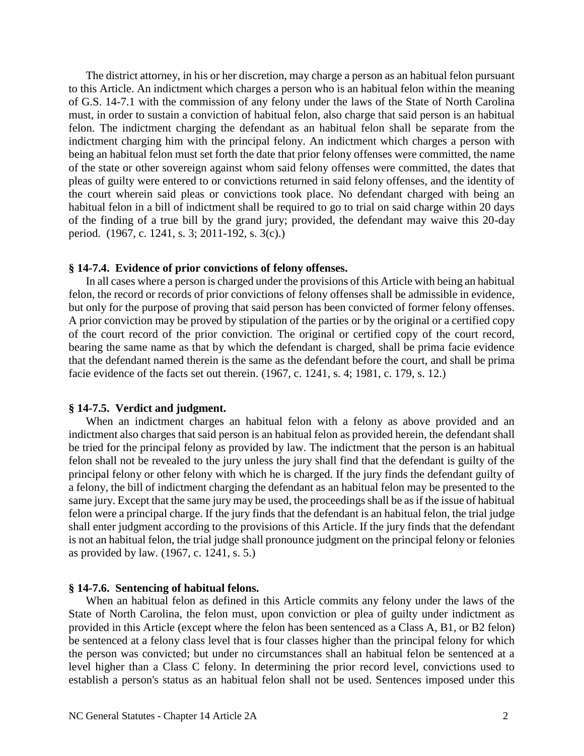The district attorney, in his or her discretion, may charge a person as an habitual felon pursuant to this Article. An indictment which charges a person who is an habitual felon within the meaning of G.S. 14-7.1 with the commission of any felony under the laws of the State of North Carolina must, in order to sustain a conviction of habitual felon, also charge that said person is an habitual felon. The indictment charging the defendant as an habitual felon shall be separate from the indictment charging him with the principal felony. An indictment which charges a person with being an habitual felon must set forth the date that prior felony offenses were committed, the name of the state or other sovereign against whom said felony offenses were committed, the dates that pleas of guilty were entered to or convictions returned in said felony offenses, and the identity of the court wherein said pleas or convictions took place. No defendant charged with being an habitual felon in a bill of indictment shall be required to go to trial on said charge within 20 days of the finding of a true bill by the grand jury; provided, the defendant may waive this 20-day period. (1967, c. 1241, s. 3; 2011-192, s. 3(c).)

### § 14-7.4. Evidence of prior convictions of felony offenses.

In all cases where a person is charged under the provisions of this Article with being an habitual felon, the record or records of prior convictions of felony offenses shall be admissible in evidence, but only for the purpose of proving that said person has been convicted of former felony offenses. A prior conviction may be proved by stipulation of the parties or by the original or a certified copy of the court record of the prior conviction. The original or certified copy of the court record, bearing the same name as that by which the defendant is charged, shall be prima facie evidence that the defendant named therein is the same as the defendant before the court, and shall be prima facie evidence of the facts set out therein. (1967, c. 1241, s. 4; 1981, c. 179, s. 12.)

### § 14-7.5. Verdict and judgment.

When an indictment charges an habitual felon with a felony as above provided and an indictment also charges that said person is an habitual felon as provided herein, the defendant shall be tried for the principal felony as provided by law. The indictment that the person is an habitual felon shall not be revealed to the jury unless the jury shall find that the defendant is guilty of the principal felony or other felony with which he is charged. If the jury finds the defendant guilty of a felony, the bill of indictment charging the defendant as an habitual felon may be presented to the same jury. Except that the same jury may be used, the proceedings shall be as if the issue of habitual felon were a principal charge. If the jury finds that the defendant is an habitual felon, the trial judge shall enter judgment according to the provisions of this Article. If the jury finds that the defendant is not an habitual felon, the trial judge shall pronounce judgment on the principal felony or felonies as provided by law. (1967, c. 1241, s. 5.)

### § 14-7.6. Sentencing of habitual felons.

When an habitual felon as defined in this Article commits any felony under the laws of the State of North Carolina, the felon must, upon conviction or plea of guilty under indictment as provided in this Article (except where the felon has been sentenced as a Class A, B1, or B2 felon) be sentenced at a felony class level that is four classes higher than the principal felony for which the person was convicted; but under no circumstances shall an habitual felon be sentenced at a level higher than a Class C felony. In determining the prior record level, convictions used to establish a person's status as an habitual felon shall not be used. Sentences imposed under this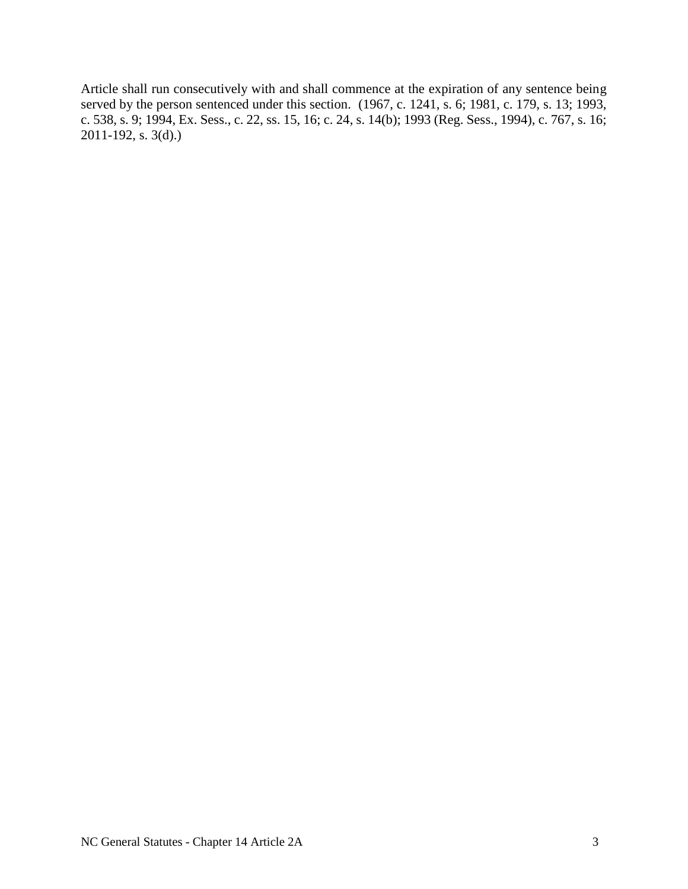Article shall run consecutively with and shall commence at the expiration of any sentence being served by the person sentenced under this section. (1967, c. 1241, s. 6; 1981, c. 179, s. 13; 1993, c. 538, s. 9; 1994, Ex. Sess., c. 22, ss. 15, 16; c. 24, s. 14(b); 1993 (Reg. Sess., 1994), c. 767, s. 16; 2011-192, s. 3(d).)